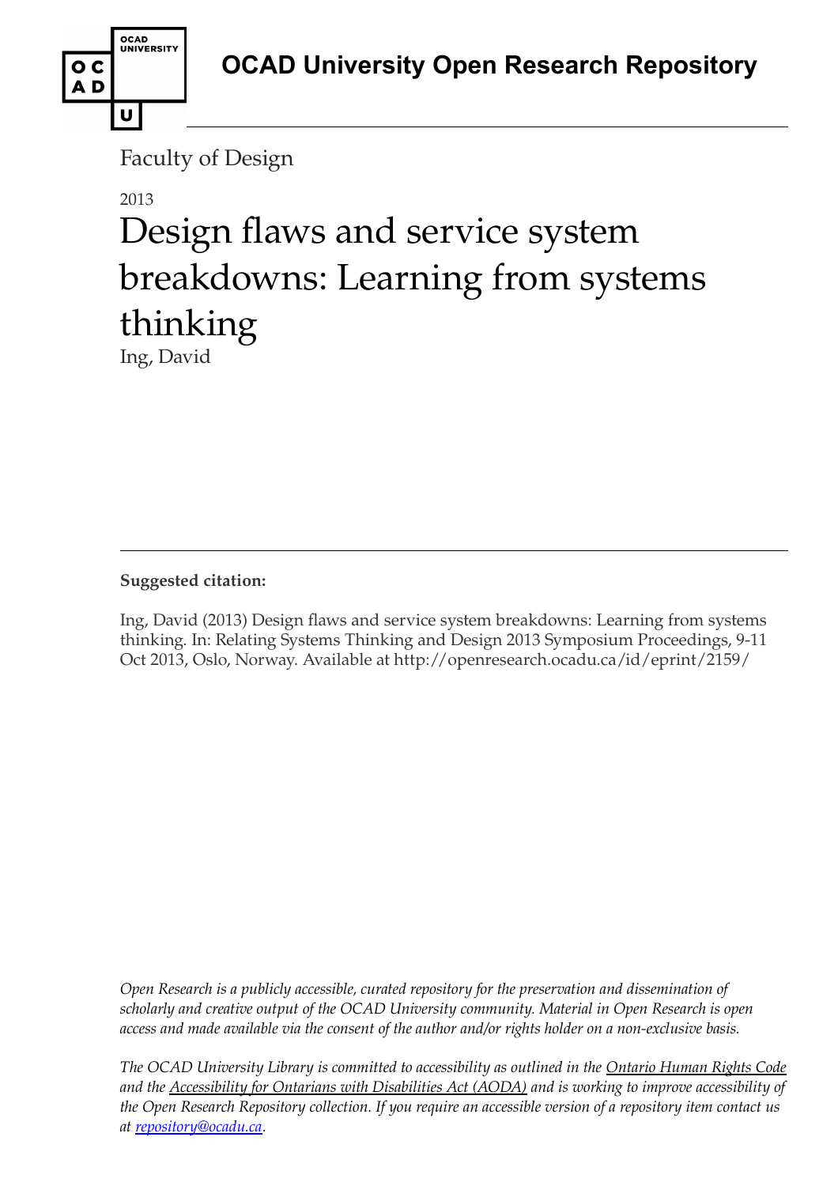OCAD University Open Research Repository

Faculty of Design

2013

# Design flaws and service system breakdowns: Learning from systems thinking

Ing, David

---

**Suggested citation:**

Ing, David (2013) Design flaws and service system breakdowns: Learning from systems thinking. In: Relating Systems Thinking and Design 2013 Symposium Proceedings, 9-11 Oct 2013, Oslo, Norway. Available at http://openresearch.ocadu.ca/id/eprint/2159/

*Open Research is a publicly accessible, curated repository for the preservation and dissemination of scholarly and creative output of the OCAD University community. Material in Open Research is open access and made available via the consent of the author and/or rights holder on a non-exclusive basis.*

*The OCAD University Library is committed to accessibility as outlined in the Ontario Human Rights Code and the Accessibility for Ontarians with Disabilities Act (AODA) and is working to improve accessibility of the Open Research Repository collection. If you require an accessible version of a repository item contact us at repository@ocadu.ca.*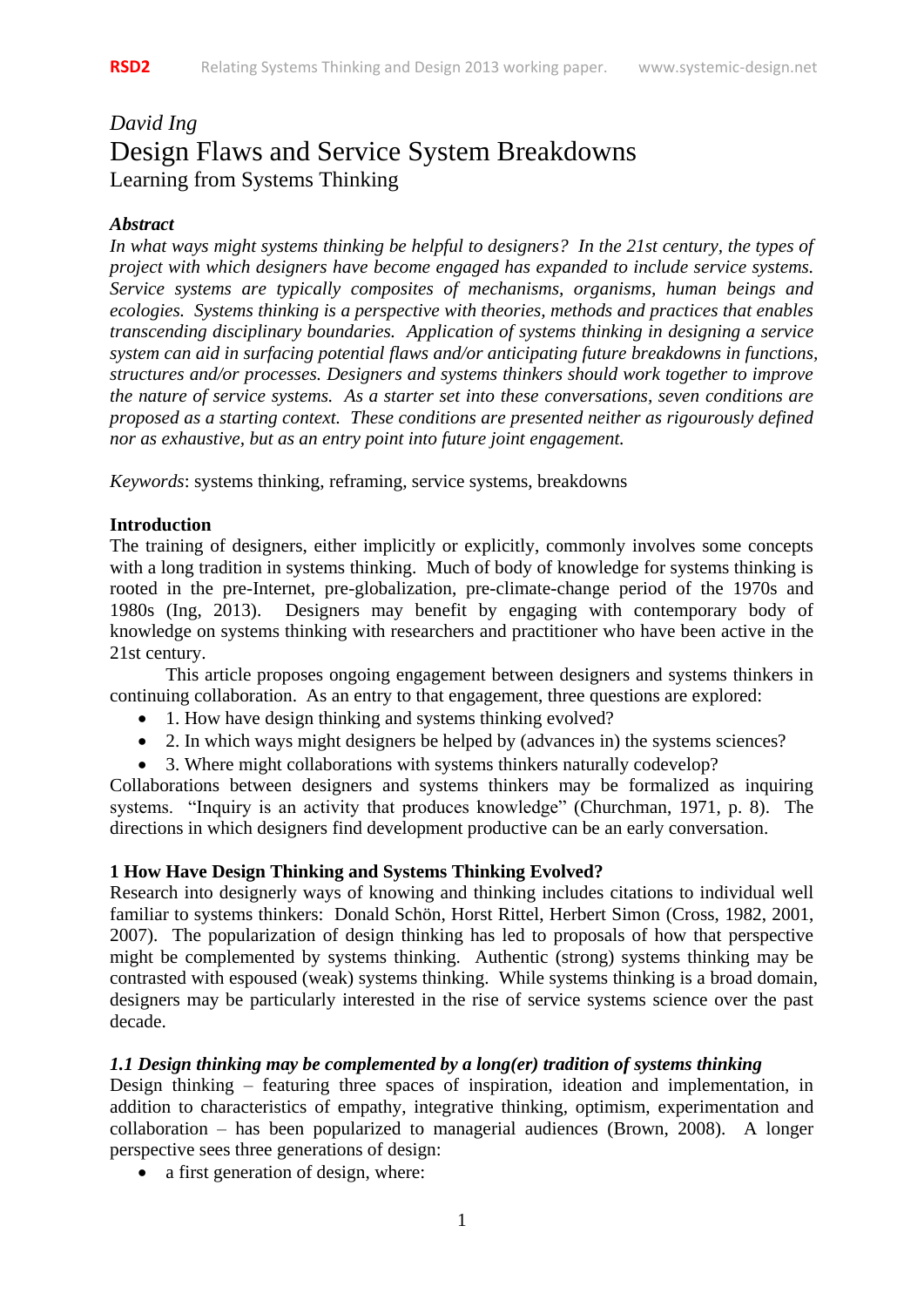*David Ing*

# Design Flaws and Service System Breakdowns

Learning from Systems Thinking

***Abstract***

*In what ways might systems thinking be helpful to designers? In the 21st century, the types of project with which designers have become engaged has expanded to include service systems. Service systems are typically composites of mechanisms, organisms, human beings and ecologies. Systems thinking is a perspective with theories, methods and practices that enables transcending disciplinary boundaries. Application of systems thinking in designing a service system can aid in surfacing potential flaws and/or anticipating future breakdowns in functions, structures and/or processes. Designers and systems thinkers should work together to improve the nature of service systems. As a starter set into these conversations, seven conditions are proposed as a starting context. These conditions are presented neither as rigourously defined nor as exhaustive, but as an entry point into future joint engagement.*

*Keywords*: systems thinking, reframing, service systems, breakdowns

## Introduction

The training of designers, either implicitly or explicitly, commonly involves some concepts with a long tradition in systems thinking. Much of body of knowledge for systems thinking is rooted in the pre-Internet, pre-globalization, pre-climate-change period of the 1970s and 1980s (Ing, 2013). Designers may benefit by engaging with contemporary body of knowledge on systems thinking with researchers and practitioner who have been active in the 21st century.

This article proposes ongoing engagement between designers and systems thinkers in continuing collaboration. As an entry to that engagement, three questions are explored:

- 1. How have design thinking and systems thinking evolved?
- 2. In which ways might designers be helped by (advances in) the systems sciences?
- 3. Where might collaborations with systems thinkers naturally codevelop?

Collaborations between designers and systems thinkers may be formalized as inquiring systems. "Inquiry is an activity that produces knowledge" (Churchman, 1971, p. 8). The directions in which designers find development productive can be an early conversation.

## 1 How Have Design Thinking and Systems Thinking Evolved?

Research into designerly ways of knowing and thinking includes citations to individual well familiar to systems thinkers: Donald Schön, Horst Rittel, Herbert Simon (Cross, 1982, 2001, 2007). The popularization of design thinking has led to proposals of how that perspective might be complemented by systems thinking. Authentic (strong) systems thinking may be contrasted with espoused (weak) systems thinking. While systems thinking is a broad domain, designers may be particularly interested in the rise of service systems science over the past decade.

### *1.1 Design thinking may be complemented by a long(er) tradition of systems thinking*

Design thinking – featuring three spaces of inspiration, ideation and implementation, in addition to characteristics of empathy, integrative thinking, optimism, experimentation and collaboration – has been popularized to managerial audiences (Brown, 2008). A longer perspective sees three generations of design:

- a first generation of design, where: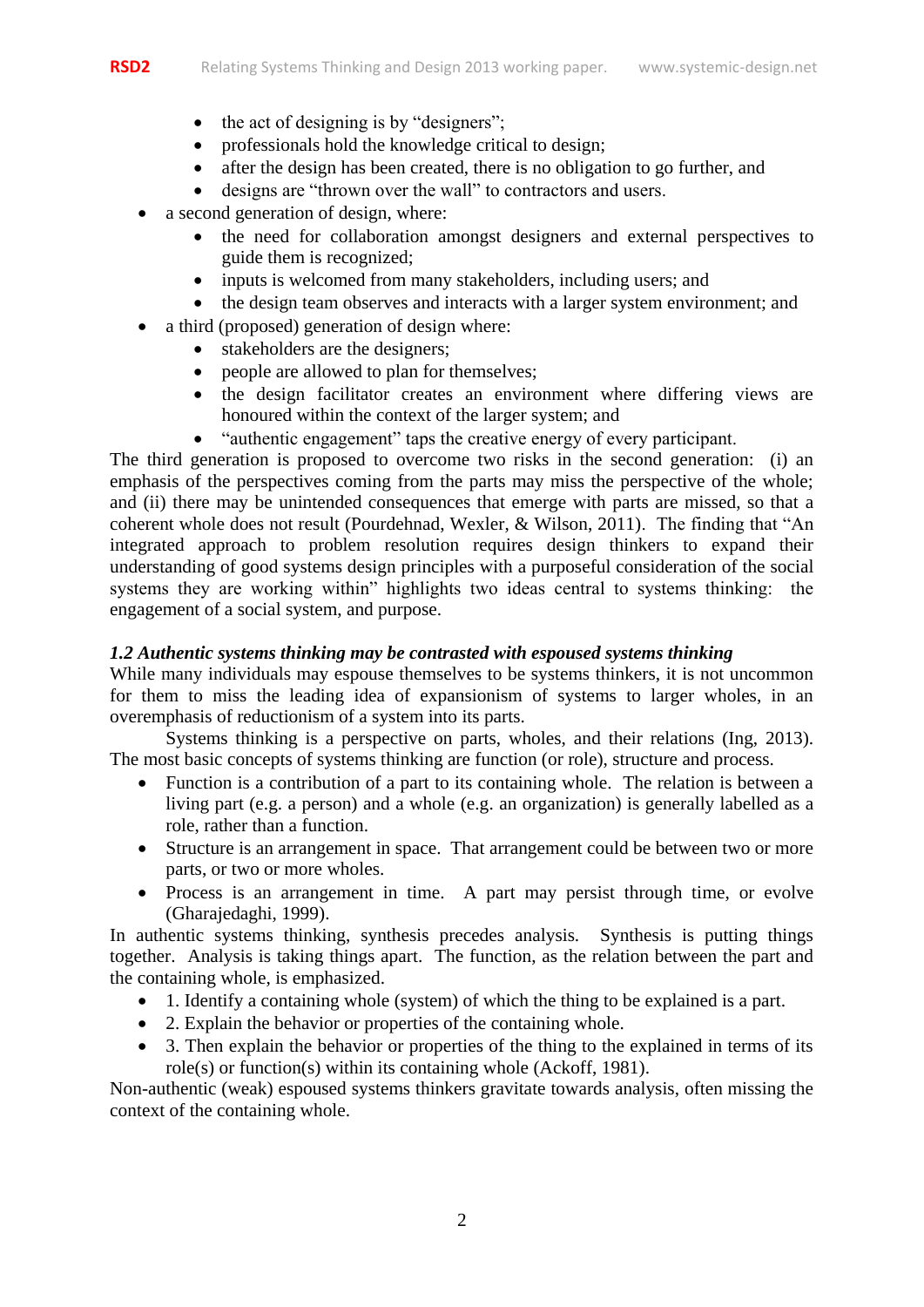- the act of designing is by “designers”;
- professionals hold the knowledge critical to design;
- after the design has been created, there is no obligation to go further, and
- designs are “thrown over the wall” to contractors and users.

- a second generation of design, where:
  - the need for collaboration amongst designers and external perspectives to guide them is recognized;
  - inputs is welcomed from many stakeholders, including users; and
  - the design team observes and interacts with a larger system environment; and
- a third (proposed) generation of design where:
  - stakeholders are the designers;
  - people are allowed to plan for themselves;
  - the design facilitator creates an environment where differing views are honoured within the context of the larger system; and
  - “authentic engagement” taps the creative energy of every participant.

The third generation is proposed to overcome two risks in the second generation: (i) an emphasis of the perspectives coming from the parts may miss the perspective of the whole; and (ii) there may be unintended consequences that emerge with parts are missed, so that a coherent whole does not result (Pourdehnad, Wexler, & Wilson, 2011). The finding that “An integrated approach to problem resolution requires design thinkers to expand their understanding of good systems design principles with a purposeful consideration of the social systems they are working within” highlights two ideas central to systems thinking: the engagement of a social system, and purpose.

### *1.2 Authentic systems thinking may be contrasted with espoused systems thinking*

While many individuals may espouse themselves to be systems thinkers, it is not uncommon for them to miss the leading idea of expansionism of systems to larger wholes, in an overemphasis of reductionism of a system into its parts.

Systems thinking is a perspective on parts, wholes, and their relations (Ing, 2013). The most basic concepts of systems thinking are function (or role), structure and process.

- Function is a contribution of a part to its containing whole. The relation is between a living part (e.g. a person) and a whole (e.g. an organization) is generally labelled as a role, rather than a function.
- Structure is an arrangement in space. That arrangement could be between two or more parts, or two or more wholes.
- Process is an arrangement in time. A part may persist through time, or evolve (Gharajedaghi, 1999).

In authentic systems thinking, synthesis precedes analysis. Synthesis is putting things together. Analysis is taking things apart. The function, as the relation between the part and the containing whole, is emphasized.

- 1. Identify a containing whole (system) of which the thing to be explained is a part.
- 2. Explain the behavior or properties of the containing whole.
- 3. Then explain the behavior or properties of the thing to the explained in terms of its role(s) or function(s) within its containing whole (Ackoff, 1981).

Non-authentic (weak) espoused systems thinkers gravitate towards analysis, often missing the context of the containing whole.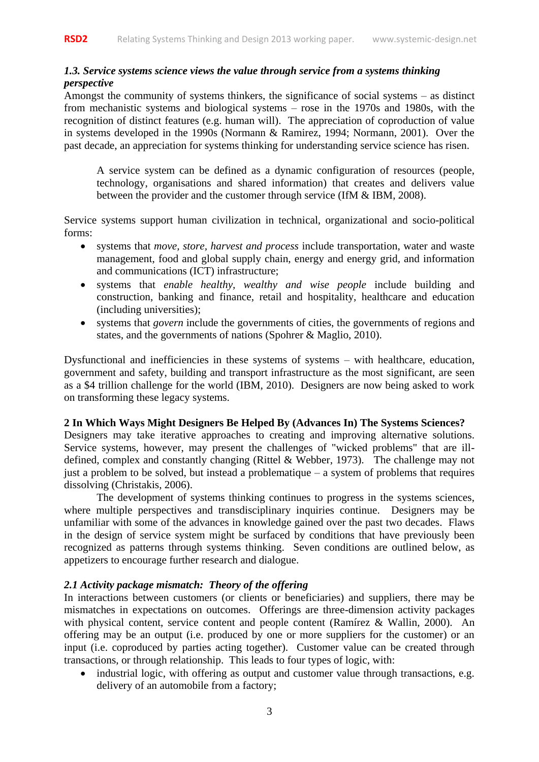### *1.3. Service systems science views the value through service from a systems thinking perspective*

Amongst the community of systems thinkers, the significance of social systems – as distinct from mechanistic systems and biological systems – rose in the 1970s and 1980s, with the recognition of distinct features (e.g. human will). The appreciation of coproduction of value in systems developed in the 1990s (Normann & Ramirez, 1994; Normann, 2001). Over the past decade, an appreciation for systems thinking for understanding service science has risen.

> A service system can be defined as a dynamic configuration of resources (people, technology, organisations and shared information) that creates and delivers value between the provider and the customer through service (IfM & IBM, 2008).

Service systems support human civilization in technical, organizational and socio-political forms:

- systems that *move, store, harvest and process* include transportation, water and waste management, food and global supply chain, energy and energy grid, and information and communications (ICT) infrastructure;
- systems that *enable healthy, wealthy and wise people* include building and construction, banking and finance, retail and hospitality, healthcare and education (including universities);
- systems that *govern* include the governments of cities, the governments of regions and states, and the governments of nations (Spohrer & Maglio, 2010).

Dysfunctional and inefficiencies in these systems of systems – with healthcare, education, government and safety, building and transport infrastructure as the most significant, are seen as a $4 trillion challenge for the world (IBM, 2010). Designers are now being asked to work on transforming these legacy systems.

## 2 In Which Ways Might Designers Be Helped By (Advances In) The Systems Sciences?

Designers may take iterative approaches to creating and improving alternative solutions. Service systems, however, may present the challenges of "wicked problems" that are ill-defined, complex and constantly changing (Rittel & Webber, 1973). The challenge may not just a problem to be solved, but instead a problematique – a system of problems that requires dissolving (Christakis, 2006).

The development of systems thinking continues to progress in the systems sciences, where multiple perspectives and transdisciplinary inquiries continue. Designers may be unfamiliar with some of the advances in knowledge gained over the past two decades. Flaws in the design of service system might be surfaced by conditions that have previously been recognized as patterns through systems thinking. Seven conditions are outlined below, as appetizers to encourage further research and dialogue.

### *2.1 Activity package mismatch: Theory of the offering*

In interactions between customers (or clients or beneficiaries) and suppliers, there may be mismatches in expectations on outcomes. Offerings are three-dimension activity packages with physical content, service content and people content (Ramírez & Wallin, 2000). An offering may be an output (i.e. produced by one or more suppliers for the customer) or an input (i.e. coproduced by parties acting together). Customer value can be created through transactions, or through relationship. This leads to four types of logic, with:

- industrial logic, with offering as output and customer value through transactions, e.g. delivery of an automobile from a factory;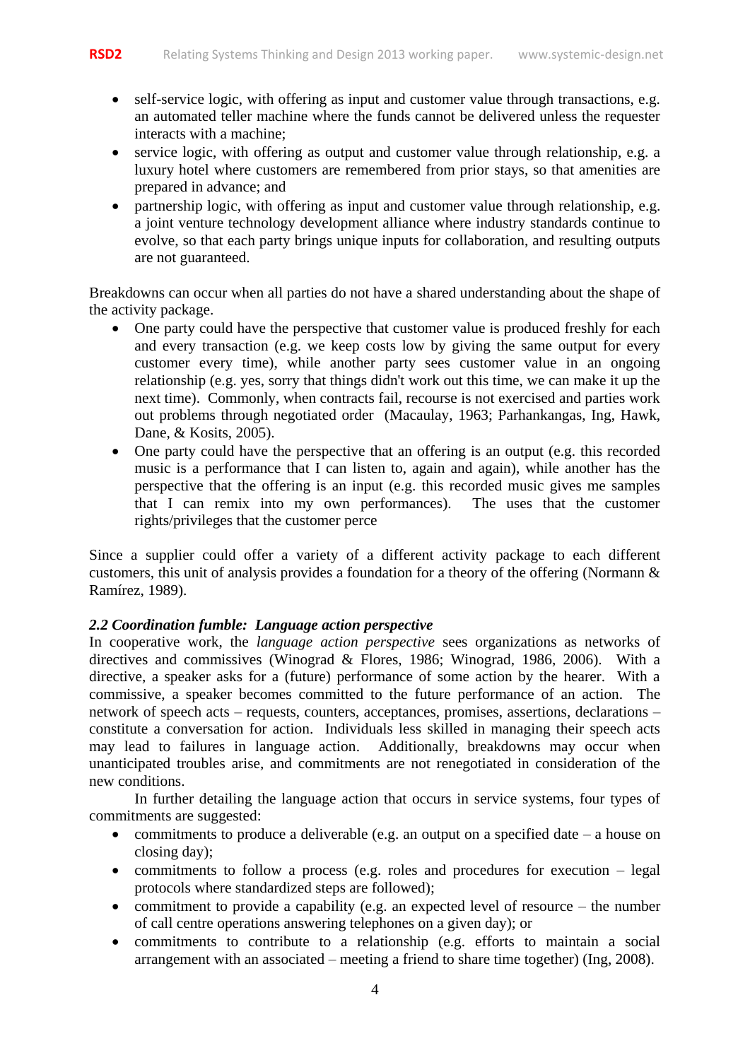- self-service logic, with offering as input and customer value through transactions, e.g. an automated teller machine where the funds cannot be delivered unless the requester interacts with a machine;
- service logic, with offering as output and customer value through relationship, e.g. a luxury hotel where customers are remembered from prior stays, so that amenities are prepared in advance; and
- partnership logic, with offering as input and customer value through relationship, e.g. a joint venture technology development alliance where industry standards continue to evolve, so that each party brings unique inputs for collaboration, and resulting outputs are not guaranteed.

Breakdowns can occur when all parties do not have a shared understanding about the shape of the activity package.

- One party could have the perspective that customer value is produced freshly for each and every transaction (e.g. we keep costs low by giving the same output for every customer every time), while another party sees customer value in an ongoing relationship (e.g. yes, sorry that things didn't work out this time, we can make it up the next time). Commonly, when contracts fail, recourse is not exercised and parties work out problems through negotiated order (Macaulay, 1963; Parhankangas, Ing, Hawk, Dane, & Kosits, 2005).
- One party could have the perspective that an offering is an output (e.g. this recorded music is a performance that I can listen to, again and again), while another has the perspective that the offering is an input (e.g. this recorded music gives me samples that I can remix into my own performances). The uses that the customer rights/privileges that the customer perce

Since a supplier could offer a variety of a different activity package to each different customers, this unit of analysis provides a foundation for a theory of the offering (Normann & Ramírez, 1989).

### *2.2 Coordination fumble: Language action perspective*

In cooperative work, the *language action perspective* sees organizations as networks of directives and commissives (Winograd & Flores, 1986; Winograd, 1986, 2006). With a directive, a speaker asks for a (future) performance of some action by the hearer. With a commissive, a speaker becomes committed to the future performance of an action. The network of speech acts – requests, counters, acceptances, promises, assertions, declarations – constitute a conversation for action. Individuals less skilled in managing their speech acts may lead to failures in language action. Additionally, breakdowns may occur when unanticipated troubles arise, and commitments are not renegotiated in consideration of the new conditions.

In further detailing the language action that occurs in service systems, four types of commitments are suggested:

- commitments to produce a deliverable (e.g. an output on a specified date – a house on closing day);
- commitments to follow a process (e.g. roles and procedures for execution – legal protocols where standardized steps are followed);
- commitment to provide a capability (e.g. an expected level of resource – the number of call centre operations answering telephones on a given day); or
- commitments to contribute to a relationship (e.g. efforts to maintain a social arrangement with an associated – meeting a friend to share time together) (Ing, 2008).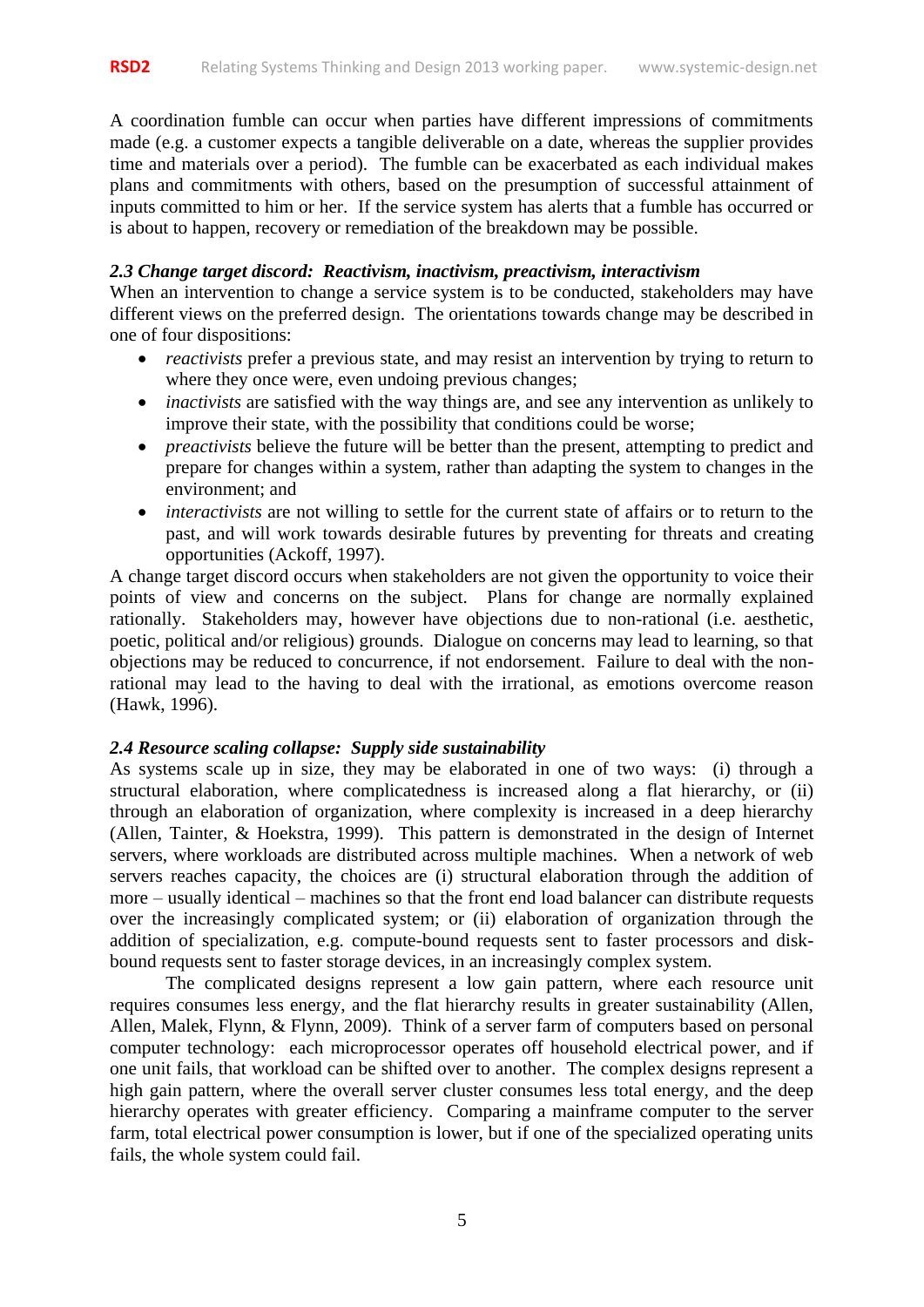A coordination fumble can occur when parties have different impressions of commitments made (e.g. a customer expects a tangible deliverable on a date, whereas the supplier provides time and materials over a period). The fumble can be exacerbated as each individual makes plans and commitments with others, based on the presumption of successful attainment of inputs committed to him or her. If the service system has alerts that a fumble has occurred or is about to happen, recovery or remediation of the breakdown may be possible.

### *2.3 Change target discord: Reactivism, inactivism, preactivism, interactivism*

When an intervention to change a service system is to be conducted, stakeholders may have different views on the preferred design. The orientations towards change may be described in one of four dispositions:

- *reactivists* prefer a previous state, and may resist an intervention by trying to return to where they once were, even undoing previous changes;
- *inactivists* are satisfied with the way things are, and see any intervention as unlikely to improve their state, with the possibility that conditions could be worse;
- *preactivists* believe the future will be better than the present, attempting to predict and prepare for changes within a system, rather than adapting the system to changes in the environment; and
- *interactivists* are not willing to settle for the current state of affairs or to return to the past, and will work towards desirable futures by preventing for threats and creating opportunities (Ackoff, 1997).

A change target discord occurs when stakeholders are not given the opportunity to voice their points of view and concerns on the subject. Plans for change are normally explained rationally. Stakeholders may, however have objections due to non-rational (i.e. aesthetic, poetic, political and/or religious) grounds. Dialogue on concerns may lead to learning, so that objections may be reduced to concurrence, if not endorsement. Failure to deal with the non-rational may lead to the having to deal with the irrational, as emotions overcome reason (Hawk, 1996).

### *2.4 Resource scaling collapse: Supply side sustainability*

As systems scale up in size, they may be elaborated in one of two ways: (i) through a structural elaboration, where complicatedness is increased along a flat hierarchy, or (ii) through an elaboration of organization, where complexity is increased in a deep hierarchy (Allen, Tainter, & Hoekstra, 1999). This pattern is demonstrated in the design of Internet servers, where workloads are distributed across multiple machines. When a network of web servers reaches capacity, the choices are (i) structural elaboration through the addition of more – usually identical – machines so that the front end load balancer can distribute requests over the increasingly complicated system; or (ii) elaboration of organization through the addition of specialization, e.g. compute-bound requests sent to faster processors and disk-bound requests sent to faster storage devices, in an increasingly complex system.

The complicated designs represent a low gain pattern, where each resource unit requires consumes less energy, and the flat hierarchy results in greater sustainability (Allen, Allen, Malek, Flynn, & Flynn, 2009). Think of a server farm of computers based on personal computer technology: each microprocessor operates off household electrical power, and if one unit fails, that workload can be shifted over to another. The complex designs represent a high gain pattern, where the overall server cluster consumes less total energy, and the deep hierarchy operates with greater efficiency. Comparing a mainframe computer to the server farm, total electrical power consumption is lower, but if one of the specialized operating units fails, the whole system could fail.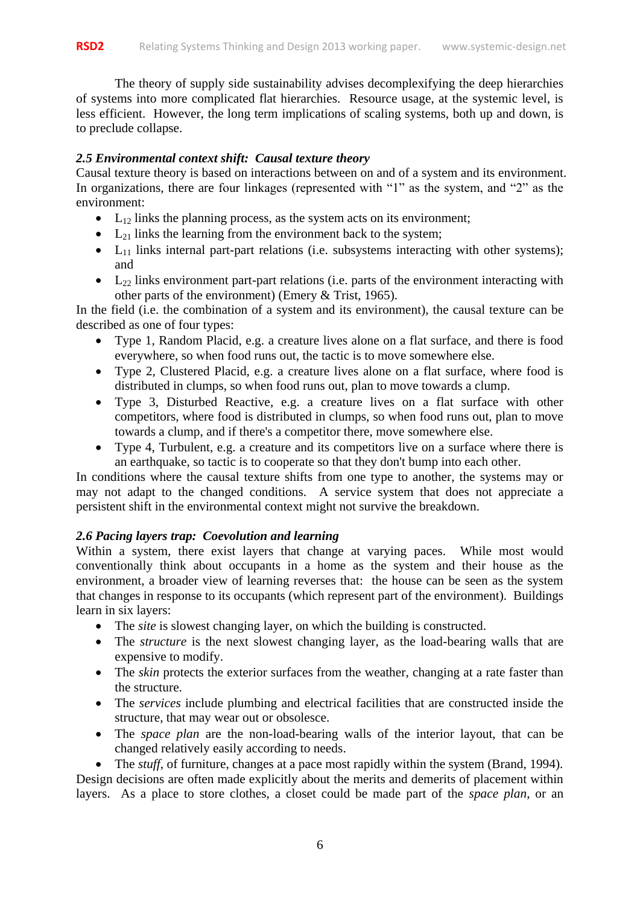The theory of supply side sustainability advises decomplexifying the deep hierarchies of systems into more complicated flat hierarchies. Resource usage, at the systemic level, is less efficient. However, the long term implications of scaling systems, both up and down, is to preclude collapse.

### *2.5 Environmental context shift: Causal texture theory*

Causal texture theory is based on interactions between on and of a system and its environment. In organizations, there are four linkages (represented with "1" as the system, and "2" as the environment:

- $L_{12}$ links the planning process, as the system acts on its environment;
- $L_{21}$ links the learning from the environment back to the system;
- $L_{11}$ links internal part-part relations (i.e. subsystems interacting with other systems); and
- $L_{22}$ links environment part-part relations (i.e. parts of the environment interacting with other parts of the environment) (Emery & Trist, 1965).

In the field (i.e. the combination of a system and its environment), the causal texture can be described as one of four types:

- Type 1, Random Placid, e.g. a creature lives alone on a flat surface, and there is food everywhere, so when food runs out, the tactic is to move somewhere else.
- Type 2, Clustered Placid, e.g. a creature lives alone on a flat surface, where food is distributed in clumps, so when food runs out, plan to move towards a clump.
- Type 3, Disturbed Reactive, e.g. a creature lives on a flat surface with other competitors, where food is distributed in clumps, so when food runs out, plan to move towards a clump, and if there's a competitor there, move somewhere else.
- Type 4, Turbulent, e.g. a creature and its competitors live on a surface where there is an earthquake, so tactic is to cooperate so that they don't bump into each other.

In conditions where the causal texture shifts from one type to another, the systems may or may not adapt to the changed conditions. A service system that does not appreciate a persistent shift in the environmental context might not survive the breakdown.

### *2.6 Pacing layers trap: Coevolution and learning*

Within a system, there exist layers that change at varying paces. While most would conventionally think about occupants in a home as the system and their house as the environment, a broader view of learning reverses that: the house can be seen as the system that changes in response to its occupants (which represent part of the environment). Buildings learn in six layers:

- The *site* is slowest changing layer, on which the building is constructed.
- The *structure* is the next slowest changing layer, as the load-bearing walls that are expensive to modify.
- The *skin* protects the exterior surfaces from the weather, changing at a rate faster than the structure.
- The *services* include plumbing and electrical facilities that are constructed inside the structure, that may wear out or obsolesce.
- The *space plan* are the non-load-bearing walls of the interior layout, that can be changed relatively easily according to needs.
- The *stuff*, of furniture, changes at a pace most rapidly within the system (Brand, 1994).

Design decisions are often made explicitly about the merits and demerits of placement within layers. As a place to store clothes, a closet could be made part of the *space plan*, or an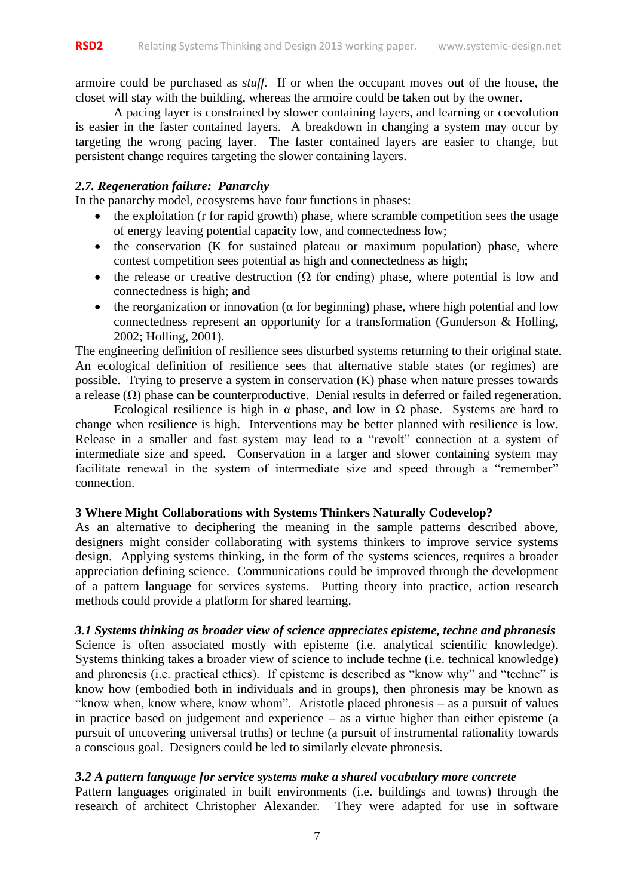armoire could be purchased as *stuff*. If or when the occupant moves out of the house, the closet will stay with the building, whereas the armoire could be taken out by the owner.

A pacing layer is constrained by slower containing layers, and learning or coevolution is easier in the faster contained layers. A breakdown in changing a system may occur by targeting the wrong pacing layer. The faster contained layers are easier to change, but persistent change requires targeting the slower containing layers.

### *2.7. Regeneration failure: Panarchy*

In the panarchy model, ecosystems have four functions in phases:

- the exploitation (r for rapid growth) phase, where scramble competition sees the usage of energy leaving potential capacity low, and connectedness low;
- the conservation (K for sustained plateau or maximum population) phase, where contest competition sees potential as high and connectedness as high;
- the release or creative destruction (Ω for ending) phase, where potential is low and connectedness is high; and
- the reorganization or innovation (α for beginning) phase, where high potential and low connectedness represent an opportunity for a transformation (Gunderson & Holling, 2002; Holling, 2001).

The engineering definition of resilience sees disturbed systems returning to their original state. An ecological definition of resilience sees that alternative stable states (or regimes) are possible. Trying to preserve a system in conservation (K) phase when nature presses towards a release (Ω) phase can be counterproductive. Denial results in deferred or failed regeneration.

Ecological resilience is high in α phase, and low in Ω phase. Systems are hard to change when resilience is high. Interventions may be better planned with resilience is low. Release in a smaller and fast system may lead to a "revolt" connection at a system of intermediate size and speed. Conservation in a larger and slower containing system may facilitate renewal in the system of intermediate size and speed through a "remember" connection.

## 3 Where Might Collaborations with Systems Thinkers Naturally Codevelop?

As an alternative to deciphering the meaning in the sample patterns described above, designers might consider collaborating with systems thinkers to improve service systems design. Applying systems thinking, in the form of the systems sciences, requires a broader appreciation defining science. Communications could be improved through the development of a pattern language for services systems. Putting theory into practice, action research methods could provide a platform for shared learning.

### *3.1 Systems thinking as broader view of science appreciates episteme, techne and phronesis*

Science is often associated mostly with episteme (i.e. analytical scientific knowledge). Systems thinking takes a broader view of science to include techne (i.e. technical knowledge) and phronesis (i.e. practical ethics). If episteme is described as "know why" and "techne" is know how (embodied both in individuals and in groups), then phronesis may be known as "know when, know where, know whom". Aristotle placed phronesis – as a pursuit of values in practice based on judgement and experience – as a virtue higher than either episteme (a pursuit of uncovering universal truths) or techne (a pursuit of instrumental rationality towards a conscious goal. Designers could be led to similarly elevate phronesis.

### *3.2 A pattern language for service systems make a shared vocabulary more concrete*

Pattern languages originated in built environments (i.e. buildings and towns) through the research of architect Christopher Alexander. They were adapted for use in software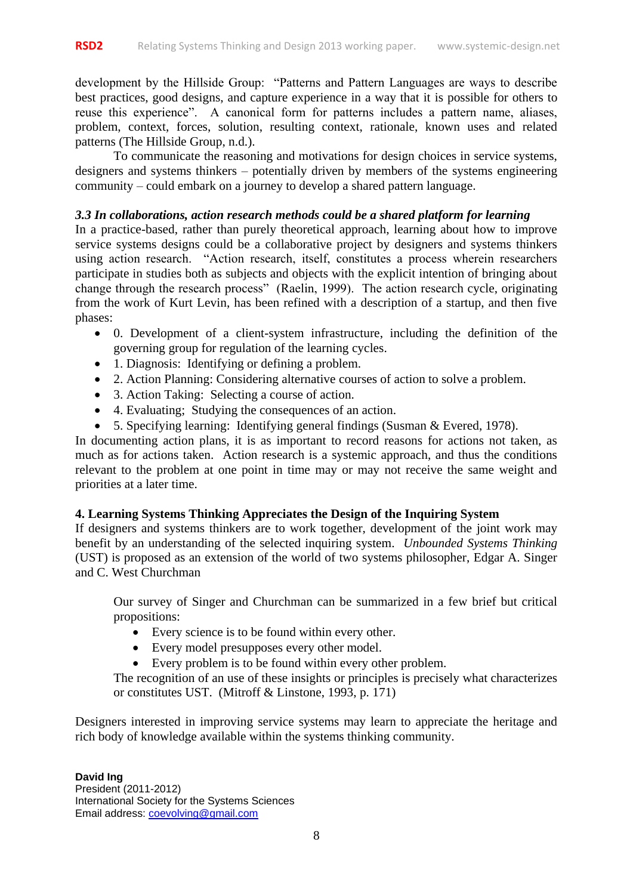development by the Hillside Group: "Patterns and Pattern Languages are ways to describe best practices, good designs, and capture experience in a way that it is possible for others to reuse this experience". A canonical form for patterns includes a pattern name, aliases, problem, context, forces, solution, resulting context, rationale, known uses and related patterns (The Hillside Group, n.d.).

To communicate the reasoning and motivations for design choices in service systems, designers and systems thinkers – potentially driven by members of the systems engineering community – could embark on a journey to develop a shared pattern language.

### *3.3 In collaborations, action research methods could be a shared platform for learning*

In a practice-based, rather than purely theoretical approach, learning about how to improve service systems designs could be a collaborative project by designers and systems thinkers using action research. "Action research, itself, constitutes a process wherein researchers participate in studies both as subjects and objects with the explicit intention of bringing about change through the research process" (Raelin, 1999). The action research cycle, originating from the work of Kurt Levin, has been refined with a description of a startup, and then five phases:

- 0. Development of a client-system infrastructure, including the definition of the governing group for regulation of the learning cycles.
- 1. Diagnosis: Identifying or defining a problem.
- 2. Action Planning: Considering alternative courses of action to solve a problem.
- 3. Action Taking: Selecting a course of action.
- 4. Evaluating; Studying the consequences of an action.
- 5. Specifying learning: Identifying general findings (Susman & Evered, 1978).

In documenting action plans, it is as important to record reasons for actions not taken, as much as for actions taken. Action research is a systemic approach, and thus the conditions relevant to the problem at one point in time may or may not receive the same weight and priorities at a later time.

## 4. Learning Systems Thinking Appreciates the Design of the Inquiring System

If designers and systems thinkers are to work together, development of the joint work may benefit by an understanding of the selected inquiring system. *Unbounded Systems Thinking* (UST) is proposed as an extension of the world of two systems philosopher, Edgar A. Singer and C. West Churchman

> Our survey of Singer and Churchman can be summarized in a few brief but critical propositions:
>
> - Every science is to be found within every other.
> - Every model presupposes every other model.
> - Every problem is to be found within every other problem.
>
> The recognition of an use of these insights or principles is precisely what characterizes or constitutes UST. (Mitroff & Linstone, 1993, p. 171)

Designers interested in improving service systems may learn to appreciate the heritage and rich body of knowledge available within the systems thinking community.

**David Ing**
President (2011-2012)
International Society for the Systems Sciences
Email address: coevolving@gmail.com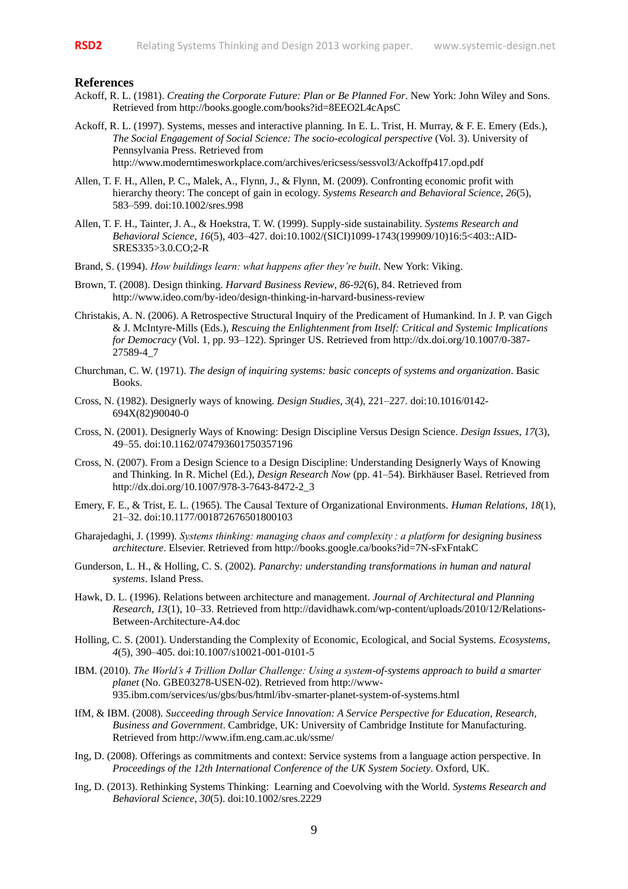## References

Ackoff, R. L. (1981). *Creating the Corporate Future: Plan or Be Planned For*. New York: John Wiley and Sons. Retrieved from http://books.google.com/books?id=8EEO2L4cApsC

Ackoff, R. L. (1997). Systems, messes and interactive planning. In E. L. Trist, H. Murray, & F. E. Emery (Eds.), *The Social Engagement of Social Science: The socio-ecological perspective* (Vol. 3). University of Pennsylvania Press. Retrieved from http://www.moderntimesworkplace.com/archives/ericsess/sessvol3/Ackoffp417.opd.pdf

Allen, T. F. H., Allen, P. C., Malek, A., Flynn, J., & Flynn, M. (2009). Confronting economic profit with hierarchy theory: The concept of gain in ecology. *Systems Research and Behavioral Science*, *26*(5), 583–599. doi:10.1002/sres.998

Allen, T. F. H., Tainter, J. A., & Hoekstra, T. W. (1999). Supply-side sustainability. *Systems Research and Behavioral Science*, *16*(5), 403–427. doi:10.1002/(SICI)1099-1743(199909/10)16:5<403::AID-SRES335>3.0.CO;2-R

Brand, S. (1994). *How buildings learn: what happens after they're built*. New York: Viking.

Brown, T. (2008). Design thinking. *Harvard Business Review*, *86-92*(6), 84. Retrieved from http://www.ideo.com/by-ideo/design-thinking-in-harvard-business-review

Christakis, A. N. (2006). A Retrospective Structural Inquiry of the Predicament of Humankind. In J. P. van Gigch & J. McIntyre-Mills (Eds.), *Rescuing the Enlightenment from Itself: Critical and Systemic Implications for Democracy* (Vol. 1, pp. 93–122). Springer US. Retrieved from http://dx.doi.org/10.1007/0-387-27589-4_7

Churchman, C. W. (1971). *The design of inquiring systems: basic concepts of systems and organization*. Basic Books.

Cross, N. (1982). Designerly ways of knowing. *Design Studies*, *3*(4), 221–227. doi:10.1016/0142-694X(82)90040-0

Cross, N. (2001). Designerly Ways of Knowing: Design Discipline Versus Design Science. *Design Issues*, *17*(3), 49–55. doi:10.1162/074793601750357196

Cross, N. (2007). From a Design Science to a Design Discipline: Understanding Designerly Ways of Knowing and Thinking. In R. Michel (Ed.), *Design Research Now* (pp. 41–54). Birkhäuser Basel. Retrieved from http://dx.doi.org/10.1007/978-3-7643-8472-2_3

Emery, F. E., & Trist, E. L. (1965). The Causal Texture of Organizational Environments. *Human Relations*, *18*(1), 21–32. doi:10.1177/001872676501800103

Gharajedaghi, J. (1999). *Systems thinking: managing chaos and complexity : a platform for designing business architecture*. Elsevier. Retrieved from http://books.google.ca/books?id=7N-sFxFntakC

Gunderson, L. H., & Holling, C. S. (2002). *Panarchy: understanding transformations in human and natural systems*. Island Press.

Hawk, D. L. (1996). Relations between architecture and management. *Journal of Architectural and Planning Research*, *13*(1), 10–33. Retrieved from http://davidhawk.com/wp-content/uploads/2010/12/Relations-Between-Architecture-A4.doc

Holling, C. S. (2001). Understanding the Complexity of Economic, Ecological, and Social Systems. *Ecosystems*, *4*(5), 390–405. doi:10.1007/s10021-001-0101-5

IBM. (2010). *The World's 4 Trillion Dollar Challenge: Using a system-of-systems approach to build a smarter planet* (No. GBE03278-USEN-02). Retrieved from http://www-935.ibm.com/services/us/gbs/bus/html/ibv-smarter-planet-system-of-systems.html

IfM, & IBM. (2008). *Succeeding through Service Innovation: A Service Perspective for Education, Research, Business and Government*. Cambridge, UK: University of Cambridge Institute for Manufacturing. Retrieved from http://www.ifm.eng.cam.ac.uk/ssme/

Ing, D. (2008). Offerings as commitments and context: Service systems from a language action perspective. In *Proceedings of the 12th International Conference of the UK System Society*. Oxford, UK.

Ing, D. (2013). Rethinking Systems Thinking: Learning and Coevolving with the World. *Systems Research and Behavioral Science*, *30*(5). doi:10.1002/sres.2229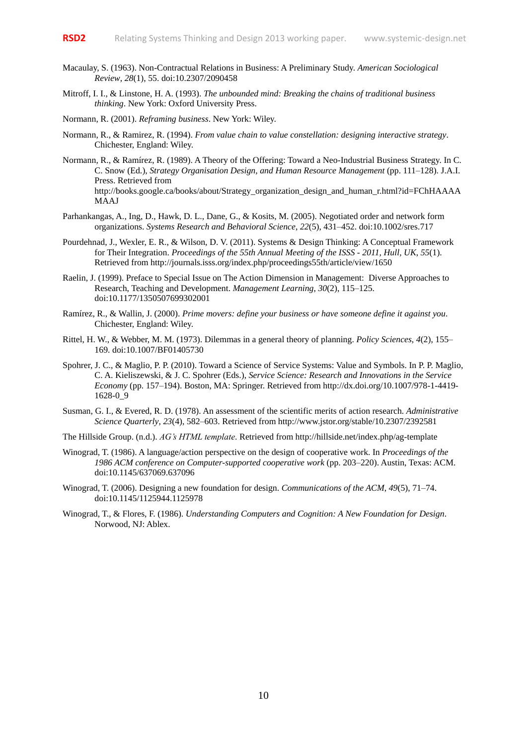Macaulay, S. (1963). Non-Contractual Relations in Business: A Preliminary Study. *American Sociological Review*, *28*(1), 55. doi:10.2307/2090458

Mitroff, I. I., & Linstone, H. A. (1993). *The unbounded mind: Breaking the chains of traditional business thinking*. New York: Oxford University Press.

Normann, R. (2001). *Reframing business*. New York: Wiley.

Normann, R., & Ramirez, R. (1994). *From value chain to value constellation: designing interactive strategy*. Chichester, England: Wiley.

Normann, R., & Ramírez, R. (1989). A Theory of the Offering: Toward a Neo-Industrial Business Strategy. In C. C. Snow (Ed.), *Strategy Organisation Design, and Human Resource Management* (pp. 111–128). J.A.I. Press. Retrieved from http://books.google.ca/books/about/Strategy_organization_design_and_human_r.html?id=FChHAAAAMAAJ

Parhankangas, A., Ing, D., Hawk, D. L., Dane, G., & Kosits, M. (2005). Negotiated order and network form organizations. *Systems Research and Behavioral Science*, *22*(5), 431–452. doi:10.1002/sres.717

Pourdehnad, J., Wexler, E. R., & Wilson, D. V. (2011). Systems & Design Thinking: A Conceptual Framework for Their Integration. *Proceedings of the 55th Annual Meeting of the ISSS - 2011, Hull, UK*, *55*(1). Retrieved from http://journals.isss.org/index.php/proceedings55th/article/view/1650

Raelin, J. (1999). Preface to Special Issue on The Action Dimension in Management: Diverse Approaches to Research, Teaching and Development. *Management Learning*, *30*(2), 115–125. doi:10.1177/1350507699302001

Ramírez, R., & Wallin, J. (2000). *Prime movers: define your business or have someone define it against you*. Chichester, England: Wiley.

Rittel, H. W., & Webber, M. M. (1973). Dilemmas in a general theory of planning. *Policy Sciences*, *4*(2), 155–169. doi:10.1007/BF01405730

Spohrer, J. C., & Maglio, P. P. (2010). Toward a Science of Service Systems: Value and Symbols. In P. P. Maglio, C. A. Kieliszewski, & J. C. Spohrer (Eds.), *Service Science: Research and Innovations in the Service Economy* (pp. 157–194). Boston, MA: Springer. Retrieved from http://dx.doi.org/10.1007/978-1-4419-1628-0_9

Susman, G. I., & Evered, R. D. (1978). An assessment of the scientific merits of action research. *Administrative Science Quarterly*, *23*(4), 582–603. Retrieved from http://www.jstor.org/stable/10.2307/2392581

The Hillside Group. (n.d.). *AG's HTML template*. Retrieved from http://hillside.net/index.php/ag-template

Winograd, T. (1986). A language/action perspective on the design of cooperative work. In *Proceedings of the 1986 ACM conference on Computer-supported cooperative work* (pp. 203–220). Austin, Texas: ACM. doi:10.1145/637069.637096

Winograd, T. (2006). Designing a new foundation for design. *Communications of the ACM*, *49*(5), 71–74. doi:10.1145/1125944.1125978

Winograd, T., & Flores, F. (1986). *Understanding Computers and Cognition: A New Foundation for Design*. Norwood, NJ: Ablex.